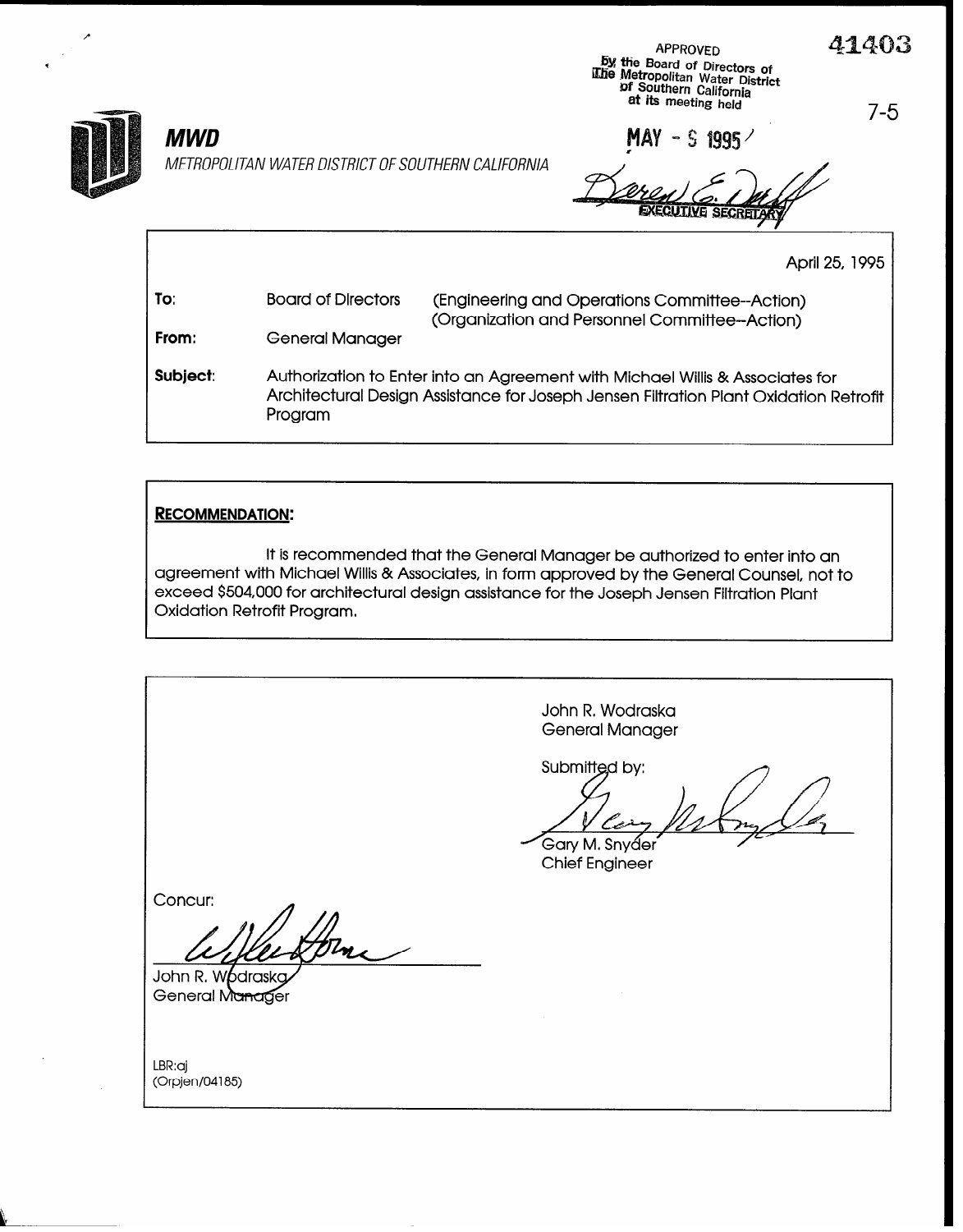APPROVED
by the Board of Directors of
The Metropolitan Water District
of Southern California
at its meeting held

MAY - 9 1995

EXECUTIVE SECRETARY

41403

7-5

**MWD**

*METROPOLITAN WATER DISTRICT OF SOUTHERN CALIFORNIA*

April 25, 1995

**To:** Board of Directors (Engineering and Operations Committee--Action) (Organization and Personnel Committee--Action)

**From:** General Manager

**Subject:** Authorization to Enter into an Agreement with Michael Willis & Associates for Architectural Design Assistance for Joseph Jensen Filtration Plant Oxidation Retrofit Program

**RECOMMENDATION:**

It is recommended that the General Manager be authorized to enter into an agreement with Michael Willis & Associates, in form approved by the General Counsel, not to exceed $504,000 for architectural design assistance for the Joseph Jensen Filtration Plant Oxidation Retrofit Program.

John R. Wodraska
General Manager

Submitted by:

Gary M. Snyder
Chief Engineer

Concur:

John R. Wodraska
General Manager

LBR:aj
(Orpjen/04185)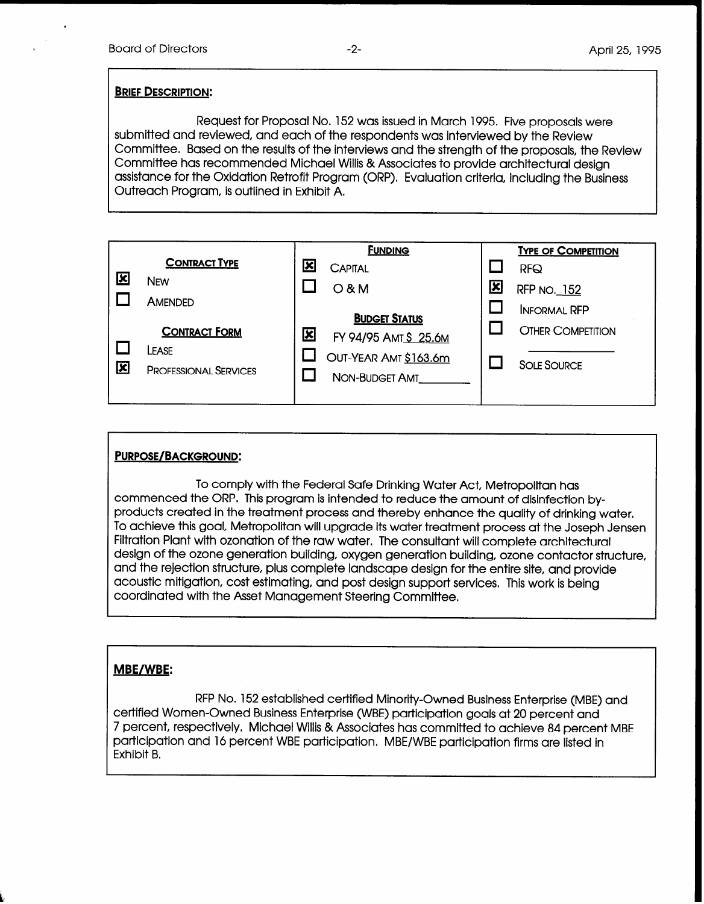**BRIEF DESCRIPTION:**

Request for Proposal No. 152 was issued in March 1995. Five proposals were submitted and reviewed, and each of the respondents was interviewed by the Review Committee. Based on the results of the interviews and the strength of the proposals, the Review Committee has recommended Michael Willis & Associates to provide architectural design assistance for the Oxidation Retrofit Program (ORP). Evaluation criteria, including the Business Outreach Program, is outlined in Exhibit A.

| CONTRACT TYPE | FUNDING | TYPE OF COMPETITION |
|---|---|---|
| [x] NEW | [x] CAPITAL | [ ] RFQ |
| [ ] AMENDED | [ ] O & M | [x] RFP NO. 152 |
| **CONTRACT FORM** | **BUDGET STATUS** | [ ] INFORMAL RFP |
| [ ] LEASE | [x] FY 94/95 AMT $ 25.6M | [ ] OTHER COMPETITION ________ |
| [x] PROFESSIONAL SERVICES | [ ] OUT-YEAR AMT $163.6m | [ ] SOLE SOURCE |
| | [ ] NON-BUDGET AMT________ | |

**PURPOSE/BACKGROUND:**

To comply with the Federal Safe Drinking Water Act, Metropolitan has commenced the ORP. This program is intended to reduce the amount of disinfection by-products created in the treatment process and thereby enhance the quality of drinking water. To achieve this goal, Metropolitan will upgrade its water treatment process at the Joseph Jensen Filtration Plant with ozonation of the raw water. The consultant will complete architectural design of the ozone generation building, oxygen generation building, ozone contactor structure, and the rejection structure, plus complete landscape design for the entire site, and provide acoustic mitigation, cost estimating, and post design support services. This work is being coordinated with the Asset Management Steering Committee.

**MBE/WBE:**

RFP No. 152 established certified Minority-Owned Business Enterprise (MBE) and certified Women-Owned Business Enterprise (WBE) participation goals at 20 percent and 7 percent, respectively. Michael Willis & Associates has committed to achieve 84 percent MBE participation and 16 percent WBE participation. MBE/WBE participation firms are listed in Exhibit B.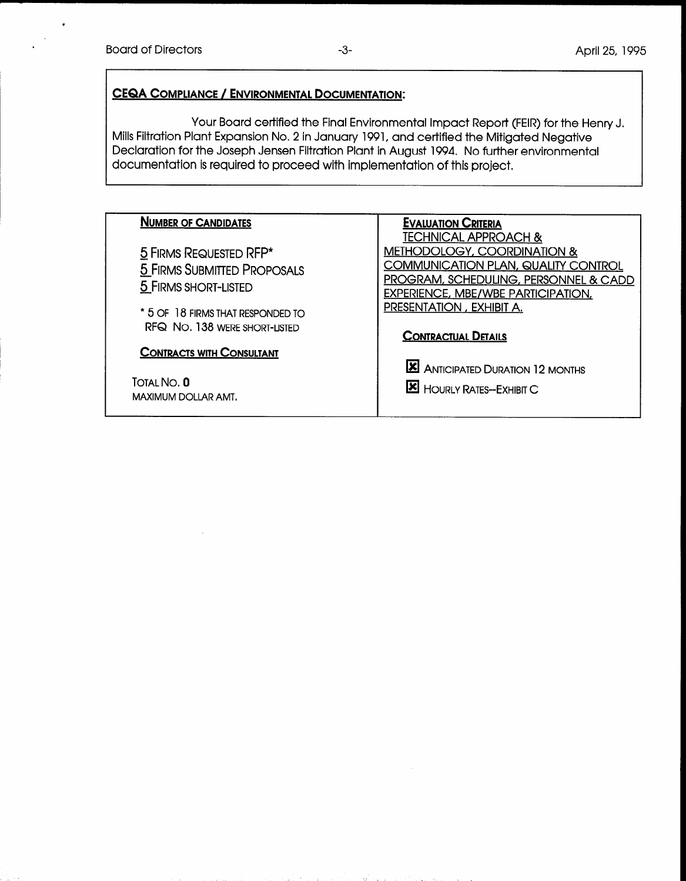**CEQA COMPLIANCE / ENVIRONMENTAL DOCUMENTATION:**

Your Board certified the Final Environmental Impact Report (FEIR) for the Henry J. Mills Filtration Plant Expansion No. 2 in January 1991, and certified the Mitigated Negative Declaration for the Joseph Jensen Filtration Plant in August 1994. No further environmental documentation is required to proceed with implementation of this project.

**NUMBER OF CANDIDATES**

5 FIRMS REQUESTED RFP*
5 FIRMS SUBMITTED PROPOSALS
5 FIRMS SHORT-LISTED

* 5 OF 18 FIRMS THAT RESPONDED TO RFQ NO. 138 WERE SHORT-LISTED

**CONTRACTS WITH CONSULTANT**

TOTAL NO. **0**
MAXIMUM DOLLAR AMT.

**EVALUATION CRITERIA**

TECHNICAL APPROACH & METHODOLOGY, COORDINATION & COMMUNICATION PLAN, QUALITY CONTROL PROGRAM, SCHEDULING, PERSONNEL & CADD EXPERIENCE, MBE/WBE PARTICIPATION, PRESENTATION , EXHIBIT A.

**CONTRACTUAL DETAILS**

- [x] ANTICIPATED DURATION 12 MONTHS
- [x] HOURLY RATES—EXHIBIT C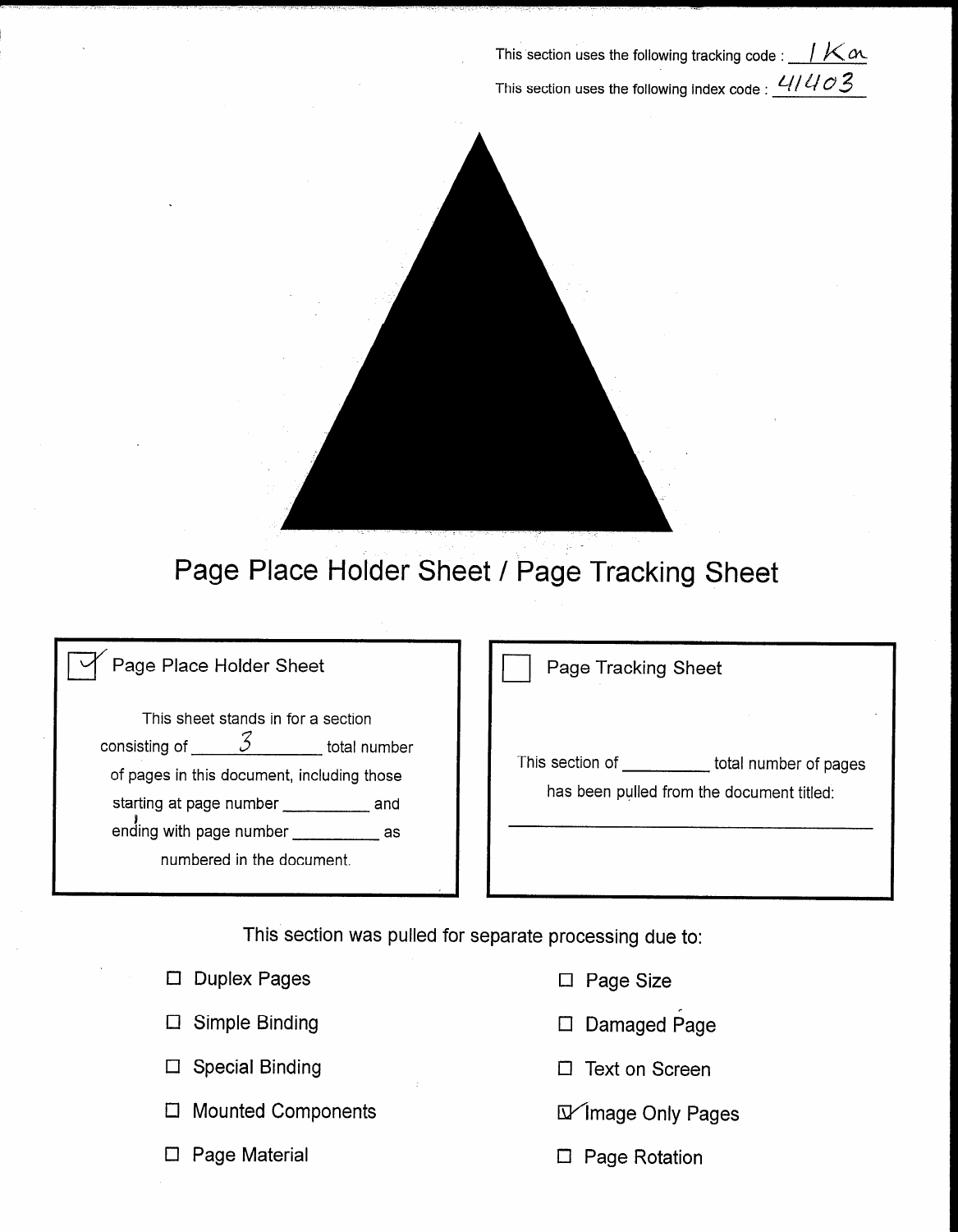This section uses the following tracking code : 1Ka

This section uses the following index code : 41403

# Page Place Holder Sheet / Page Tracking Sheet

☑ Page Place Holder Sheet

This sheet stands in for a section consisting of 3 total number of pages in this document, including those starting at page number __________ and ending with page number __________ as numbered in the document.

☐ Page Tracking Sheet

This section of __________ total number of pages has been pulled from the document titled:

______________________________

This section was pulled for separate processing due to:

- ☐ Duplex Pages
- ☐ Simple Binding
- ☐ Special Binding
- ☐ Mounted Components
- ☐ Page Material
- ☐ Page Size
- ☐ Damaged Page
- ☐ Text on Screen
- ☑ Image Only Pages
- ☐ Page Rotation